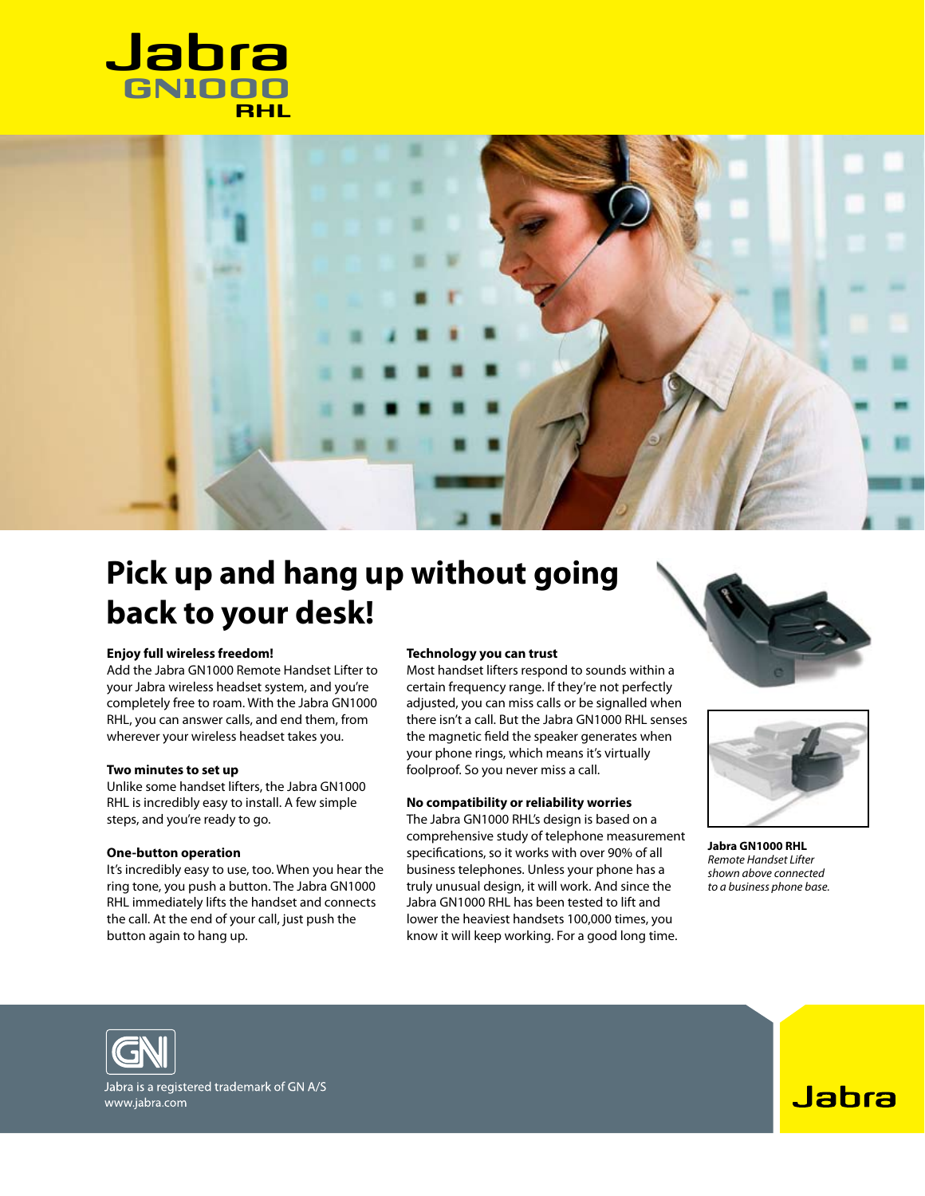# Jabra GN1000 RHL

## Pick up and hang up without going back to your desk!

### Enjoy full wireless freedom!

Add the Jabra GN1000 Remote Handset Lifter to your Jabra wireless headset system, and you're completely free to roam. With the Jabra GN1000 RHL, you can answer calls, and end them, from wherever your wireless headset takes you.

### Two minutes to set up

Unlike some handset lifters, the Jabra GN1000 RHL is incredibly easy to install. A few simple steps, and you're ready to go.

### One-button operation

It's incredibly easy to use, too. When you hear the ring tone, you push a button. The Jabra GN1000 RHL immediately lifts the handset and connects the call. At the end of your call, just push the button again to hang up.

### Technology you can trust

Most handset lifters respond to sounds within a certain frequency range. If they're not perfectly adjusted, you can miss calls or be signalled when there isn't a call. But the Jabra GN1000 RHL senses the magnetic field the speaker generates when your phone rings, which means it's virtually foolproof. So you never miss a call.

### No compatibility or reliability worries

The Jabra GN1000 RHL's design is based on a comprehensive study of telephone measurement specifications, so it works with over 90% of all business telephones. Unless your phone has a truly unusual design, it will work. And since the Jabra GN1000 RHL has been tested to lift and lower the heaviest handsets 100,000 times, you know it will keep working. For a good long time.

**Jabra GN1000 RHL**
*Remote Handset Lifter shown above connected to a business phone base.*

Jabra is a registered trademark of GN A/S
www.jabra.com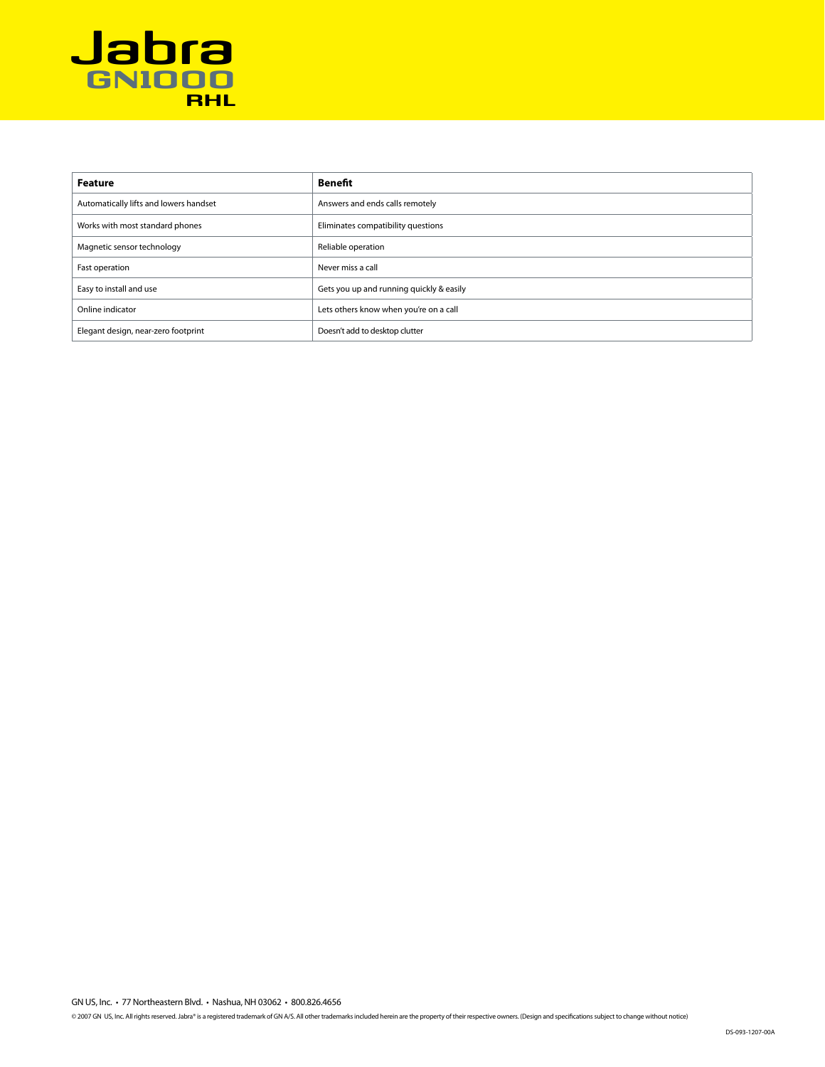# Jabra GN1000 RHL

| Feature | Benefit |
|---|---|
| Automatically lifts and lowers handset | Answers and ends calls remotely |
| Works with most standard phones | Eliminates compatibility questions |
| Magnetic sensor technology | Reliable operation |
| Fast operation | Never miss a call |
| Easy to install and use | Gets you up and running quickly & easily |
| Online indicator | Lets others know when you're on a call |
| Elegant design, near-zero footprint | Doesn't add to desktop clutter |

GN US, Inc. • 77 Northeastern Blvd. • Nashua, NH 03062 • 800.826.4656

© 2007 GN US, Inc. All rights reserved. Jabra® is a registered trademark of GN A/S. All other trademarks included herein are the property of their respective owners. (Design and specifications subject to change without notice)

DS-093-1207-00A